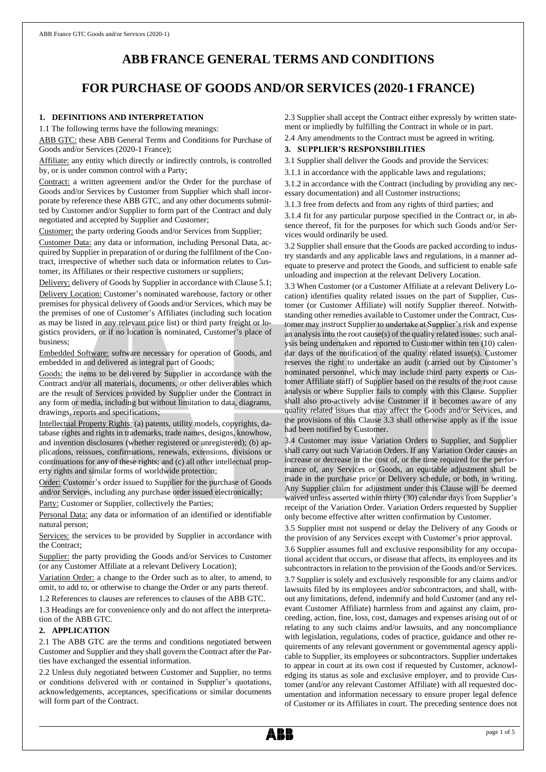# ABB FRANCE GENERAL TERMS AND CONDITIONS

# FOR PURCHASE OF GOODS AND/OR SERVICES (2020-1 FRANCE)

## 1. DEFINITIONS AND INTERPRETATION

1.1 The following terms have the following meanings:

ABB GTC: these ABB General Terms and Conditions for Purchase of Goods and/or Services (2020-1 France);

Affiliate: any entity which directly or indirectly controls, is controlled by, or is under common control with a Party;

Contract: a written agreement and/or the Order for the purchase of Goods and/or Services by Customer from Supplier which shall incorporate by reference these ABB GTC, and any other documents submitted by Customer and/or Supplier to form part of the Contract and duly negotiated and accepted by Supplier and Customer;

Customer: the party ordering Goods and/or Services from Supplier;

Customer Data: any data or information, including Personal Data, acquired by Supplier in preparation of or during the fulfilment of the Contract, irrespective of whether such data or information relates to Customer, its Affiliates or their respective customers or suppliers;

Delivery: delivery of Goods by Supplier in accordance with Clause 5.1;

Delivery Location: Customer's nominated warehouse, factory or other premises for physical delivery of Goods and/or Services, which may be the premises of one of Customer's Affiliates (including such location as may be listed in any relevant price list) or third party freight or logistics providers, or if no location is nominated, Customer's place of business;

Embedded Software: software necessary for operation of Goods, and embedded in and delivered as integral part of Goods;

Goods: the items to be delivered by Supplier in accordance with the Contract and/or all materials, documents, or other deliverables which are the result of Services provided by Supplier under the Contract in any form or media, including but without limitation to data, diagrams, drawings, reports and specifications;

Intellectual Property Rights: (a) patents, utility models, copyrights, database rights and rights in trademarks, trade names, designs, knowhow, and invention disclosures (whether registered or unregistered); (b) applications, reissues, confirmations, renewals, extensions, divisions or continuations for any of these rights; and (c) all other intellectual property rights and similar forms of worldwide protection;

Order: Customer's order issued to Supplier for the purchase of Goods and/or Services, including any purchase order issued electronically;

Party: Customer or Supplier, collectively the Parties;

Personal Data: any data or information of an identified or identifiable natural person;

Services: the services to be provided by Supplier in accordance with the Contract;

Supplier: the party providing the Goods and/or Services to Customer (or any Customer Affiliate at a relevant Delivery Location);

Variation Order: a change to the Order such as to alter, to amend, to omit, to add to, or otherwise to change the Order or any parts thereof.

1.2 References to clauses are references to clauses of the ABB GTC.

1.3 Headings are for convenience only and do not affect the interpretation of the ABB GTC.

## 2. APPLICATION

2.1 The ABB GTC are the terms and conditions negotiated between Customer and Supplier and they shall govern the Contract after the Parties have exchanged the essential information.

2.2 Unless duly negotiated between Customer and Supplier, no terms or conditions delivered with or contained in Supplier's quotations, acknowledgements, acceptances, specifications or similar documents will form part of the Contract.

2.3 Supplier shall accept the Contract either expressly by written statement or impliedly by fulfilling the Contract in whole or in part.

2.4 Any amendments to the Contract must be agreed in writing.

## 3. SUPPLIER'S RESPONSIBILITIES

3.1 Supplier shall deliver the Goods and provide the Services:

3.1.1 in accordance with the applicable laws and regulations;

3.1.2 in accordance with the Contract (including by providing any necessary documentation) and all Customer instructions;

3.1.3 free from defects and from any rights of third parties; and

3.1.4 fit for any particular purpose specified in the Contract or, in absence thereof, fit for the purposes for which such Goods and/or Services would ordinarily be used.

3.2 Supplier shall ensure that the Goods are packed according to industry standards and any applicable laws and regulations, in a manner adequate to preserve and protect the Goods, and sufficient to enable safe unloading and inspection at the relevant Delivery Location.

3.3 When Customer (or a Customer Affiliate at a relevant Delivery Location) identifies quality related issues on the part of Supplier, Customer (or Customer Affiliate) will notify Supplier thereof. Notwithstanding other remedies available to Customer under the Contract, Customer may instruct Supplier to undertake at Supplier's risk and expense an analysis into the root cause(s) of the quality related issues; such analysis being undertaken and reported to Customer within ten (10) calendar days of the notification of the quality related issue(s). Customer reserves the right to undertake an audit (carried out by Customer's nominated personnel, which may include third party experts or Customer Affiliate staff) of Supplier based on the results of the root cause analysis or where Supplier fails to comply with this Clause. Supplier shall also pro-actively advise Customer if it becomes aware of any quality related issues that may affect the Goods and/or Services, and the provisions of this Clause 3.3 shall otherwise apply as if the issue had been notified by Customer.

3.4 Customer may issue Variation Orders to Supplier, and Supplier shall carry out such Variation Orders. If any Variation Order causes an increase or decrease in the cost of, or the time required for the performance of, any Services or Goods, an equitable adjustment shall be made in the purchase price or Delivery schedule, or both, in writing. Any Supplier claim for adjustment under this Clause will be deemed waived unless asserted within thirty (30) calendar days from Supplier's receipt of the Variation Order. Variation Orders requested by Supplier only become effective after written confirmation by Customer.

3.5 Supplier must not suspend or delay the Delivery of any Goods or the provision of any Services except with Customer's prior approval.

3.6 Supplier assumes full and exclusive responsibility for any occupational accident that occurs, or disease that affects, its employees and its subcontractors in relation to the provision of the Goods and/or Services.

3.7 Supplier is solely and exclusively responsible for any claims and/or lawsuits filed by its employees and/or subcontractors, and shall, without any limitations, defend, indemnify and hold Customer (and any relevant Customer Affiliate) harmless from and against any claim, proceeding, action, fine, loss, cost, damages and expenses arising out of or relating to any such claims and/or lawsuits, and any noncompliance with legislation, regulations, codes of practice, guidance and other requirements of any relevant government or governmental agency applicable to Supplier, its employees or subcontractors. Supplier undertakes to appear in court at its own cost if requested by Customer, acknowledging its status as sole and exclusive employer, and to provide Customer (and/or any relevant Customer Affiliate) with all requested documentation and information necessary to ensure proper legal defence of Customer or its Affiliates in court. The preceding sentence does not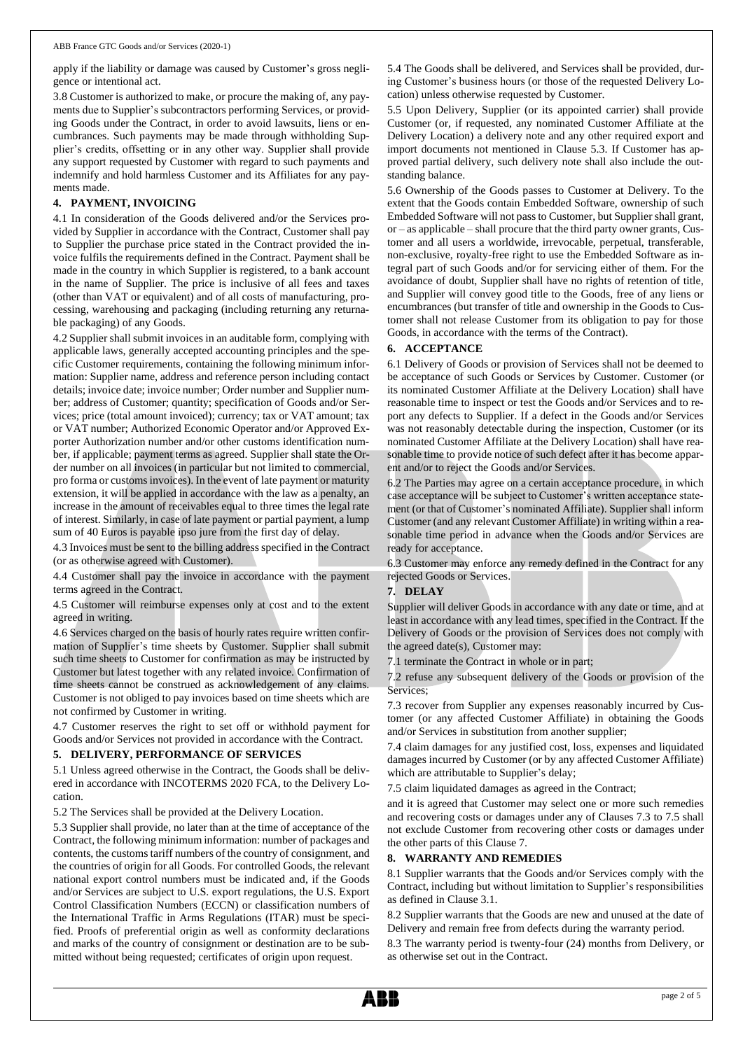apply if the liability or damage was caused by Customer's gross negligence or intentional act.

3.8 Customer is authorized to make, or procure the making of, any payments due to Supplier's subcontractors performing Services, or providing Goods under the Contract, in order to avoid lawsuits, liens or encumbrances. Such payments may be made through withholding Supplier's credits, offsetting or in any other way. Supplier shall provide any support requested by Customer with regard to such payments and indemnify and hold harmless Customer and its Affiliates for any payments made.

## 4. PAYMENT, INVOICING

4.1 In consideration of the Goods delivered and/or the Services provided by Supplier in accordance with the Contract, Customer shall pay to Supplier the purchase price stated in the Contract provided the invoice fulfils the requirements defined in the Contract. Payment shall be made in the country in which Supplier is registered, to a bank account in the name of Supplier. The price is inclusive of all fees and taxes (other than VAT or equivalent) and of all costs of manufacturing, processing, warehousing and packaging (including returning any returnable packaging) of any Goods.

4.2 Supplier shall submit invoices in an auditable form, complying with applicable laws, generally accepted accounting principles and the specific Customer requirements, containing the following minimum information: Supplier name, address and reference person including contact details; invoice date; invoice number; Order number and Supplier number; address of Customer; quantity; specification of Goods and/or Services; price (total amount invoiced); currency; tax or VAT amount; tax or VAT number; Authorized Economic Operator and/or Approved Exporter Authorization number and/or other customs identification number, if applicable; payment terms as agreed. Supplier shall state the Order number on all invoices (in particular but not limited to commercial, pro forma or customs invoices). In the event of late payment or maturity extension, it will be applied in accordance with the law as a penalty, an increase in the amount of receivables equal to three times the legal rate of interest. Similarly, in case of late payment or partial payment, a lump sum of 40 Euros is payable ipso jure from the first day of delay.

4.3 Invoices must be sent to the billing address specified in the Contract (or as otherwise agreed with Customer).

4.4 Customer shall pay the invoice in accordance with the payment terms agreed in the Contract.

4.5 Customer will reimburse expenses only at cost and to the extent agreed in writing.

4.6 Services charged on the basis of hourly rates require written confirmation of Supplier's time sheets by Customer. Supplier shall submit such time sheets to Customer for confirmation as may be instructed by Customer but latest together with any related invoice. Confirmation of time sheets cannot be construed as acknowledgement of any claims. Customer is not obliged to pay invoices based on time sheets which are not confirmed by Customer in writing.

4.7 Customer reserves the right to set off or withhold payment for Goods and/or Services not provided in accordance with the Contract.

## 5. DELIVERY, PERFORMANCE OF SERVICES

5.1 Unless agreed otherwise in the Contract, the Goods shall be delivered in accordance with INCOTERMS 2020 FCA, to the Delivery Location.

5.2 The Services shall be provided at the Delivery Location.

5.3 Supplier shall provide, no later than at the time of acceptance of the Contract, the following minimum information: number of packages and contents, the customs tariff numbers of the country of consignment, and the countries of origin for all Goods. For controlled Goods, the relevant national export control numbers must be indicated and, if the Goods and/or Services are subject to U.S. export regulations, the U.S. Export Control Classification Numbers (ECCN) or classification numbers of the International Traffic in Arms Regulations (ITAR) must be specified. Proofs of preferential origin as well as conformity declarations and marks of the country of consignment or destination are to be submitted without being requested; certificates of origin upon request.

5.4 The Goods shall be delivered, and Services shall be provided, during Customer's business hours (or those of the requested Delivery Location) unless otherwise requested by Customer.

5.5 Upon Delivery, Supplier (or its appointed carrier) shall provide Customer (or, if requested, any nominated Customer Affiliate at the Delivery Location) a delivery note and any other required export and import documents not mentioned in Clause 5.3. If Customer has approved partial delivery, such delivery note shall also include the outstanding balance.

5.6 Ownership of the Goods passes to Customer at Delivery. To the extent that the Goods contain Embedded Software, ownership of such Embedded Software will not pass to Customer, but Supplier shall grant, or – as applicable – shall procure that the third party owner grants, Customer and all users a worldwide, irrevocable, perpetual, transferable, non-exclusive, royalty-free right to use the Embedded Software as integral part of such Goods and/or for servicing either of them. For the avoidance of doubt, Supplier shall have no rights of retention of title, and Supplier will convey good title to the Goods, free of any liens or encumbrances (but transfer of title and ownership in the Goods to Customer shall not release Customer from its obligation to pay for those Goods, in accordance with the terms of the Contract).

## 6. ACCEPTANCE

6.1 Delivery of Goods or provision of Services shall not be deemed to be acceptance of such Goods or Services by Customer. Customer (or its nominated Customer Affiliate at the Delivery Location) shall have reasonable time to inspect or test the Goods and/or Services and to report any defects to Supplier. If a defect in the Goods and/or Services was not reasonably detectable during the inspection, Customer (or its nominated Customer Affiliate at the Delivery Location) shall have reasonable time to provide notice of such defect after it has become apparent and/or to reject the Goods and/or Services.

6.2 The Parties may agree on a certain acceptance procedure, in which case acceptance will be subject to Customer's written acceptance statement (or that of Customer's nominated Affiliate). Supplier shall inform Customer (and any relevant Customer Affiliate) in writing within a reasonable time period in advance when the Goods and/or Services are ready for acceptance.

6.3 Customer may enforce any remedy defined in the Contract for any rejected Goods or Services.

## 7. DELAY

Supplier will deliver Goods in accordance with any date or time, and at least in accordance with any lead times, specified in the Contract. If the Delivery of Goods or the provision of Services does not comply with the agreed date(s), Customer may:

7.1 terminate the Contract in whole or in part;

7.2 refuse any subsequent delivery of the Goods or provision of the Services;

7.3 recover from Supplier any expenses reasonably incurred by Customer (or any affected Customer Affiliate) in obtaining the Goods and/or Services in substitution from another supplier;

7.4 claim damages for any justified cost, loss, expenses and liquidated damages incurred by Customer (or by any affected Customer Affiliate) which are attributable to Supplier's delay;

7.5 claim liquidated damages as agreed in the Contract;

and it is agreed that Customer may select one or more such remedies and recovering costs or damages under any of Clauses 7.3 to 7.5 shall not exclude Customer from recovering other costs or damages under the other parts of this Clause 7.

## 8. WARRANTY AND REMEDIES

8.1 Supplier warrants that the Goods and/or Services comply with the Contract, including but without limitation to Supplier's responsibilities as defined in Clause 3.1.

8.2 Supplier warrants that the Goods are new and unused at the date of Delivery and remain free from defects during the warranty period.

8.3 The warranty period is twenty-four (24) months from Delivery, or as otherwise set out in the Contract.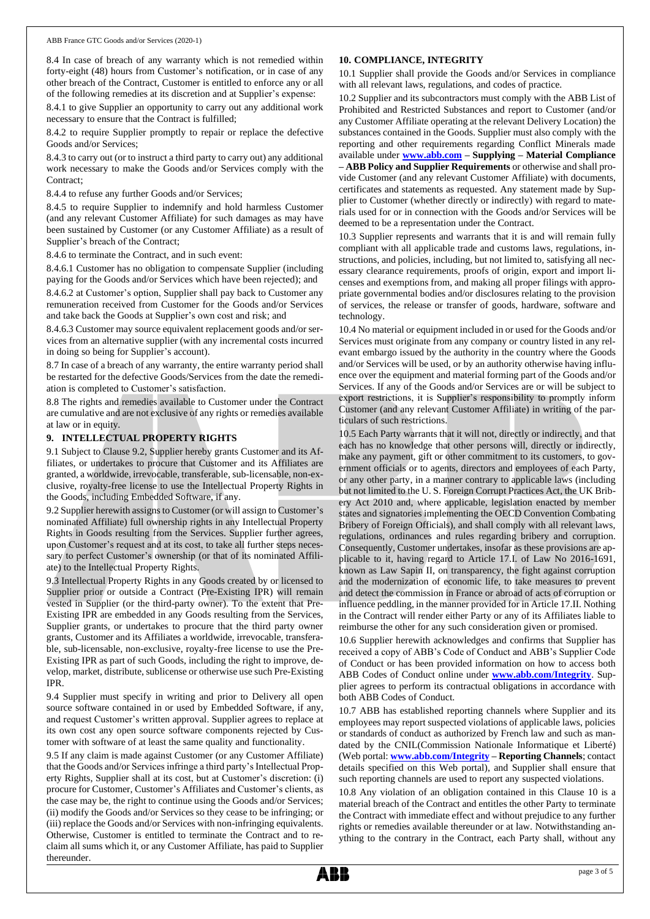8.4 In case of breach of any warranty which is not remedied within forty-eight (48) hours from Customer's notification, or in case of any other breach of the Contract, Customer is entitled to enforce any or all of the following remedies at its discretion and at Supplier's expense:

8.4.1 to give Supplier an opportunity to carry out any additional work necessary to ensure that the Contract is fulfilled;

8.4.2 to require Supplier promptly to repair or replace the defective Goods and/or Services;

8.4.3 to carry out (or to instruct a third party to carry out) any additional work necessary to make the Goods and/or Services comply with the Contract;

8.4.4 to refuse any further Goods and/or Services;

8.4.5 to require Supplier to indemnify and hold harmless Customer (and any relevant Customer Affiliate) for such damages as may have been sustained by Customer (or any Customer Affiliate) as a result of Supplier's breach of the Contract;

8.4.6 to terminate the Contract, and in such event:

8.4.6.1 Customer has no obligation to compensate Supplier (including paying for the Goods and/or Services which have been rejected); and

8.4.6.2 at Customer's option, Supplier shall pay back to Customer any remuneration received from Customer for the Goods and/or Services and take back the Goods at Supplier's own cost and risk; and

8.4.6.3 Customer may source equivalent replacement goods and/or services from an alternative supplier (with any incremental costs incurred in doing so being for Supplier's account).

8.7 In case of a breach of any warranty, the entire warranty period shall be restarted for the defective Goods/Services from the date the remediation is completed to Customer's satisfaction.

8.8 The rights and remedies available to Customer under the Contract are cumulative and are not exclusive of any rights or remedies available at law or in equity.

## 9. INTELLECTUAL PROPERTY RIGHTS

9.1 Subject to Clause 9.2, Supplier hereby grants Customer and its Affiliates, or undertakes to procure that Customer and its Affiliates are granted, a worldwide, irrevocable, transferable, sub-licensable, non-exclusive, royalty-free license to use the Intellectual Property Rights in the Goods, including Embedded Software, if any.

9.2 Supplier herewith assigns to Customer (or will assign to Customer's nominated Affiliate) full ownership rights in any Intellectual Property Rights in Goods resulting from the Services. Supplier further agrees, upon Customer's request and at its cost, to take all further steps necessary to perfect Customer's ownership (or that of its nominated Affiliate) to the Intellectual Property Rights.

9.3 Intellectual Property Rights in any Goods created by or licensed to Supplier prior or outside a Contract (Pre-Existing IPR) will remain vested in Supplier (or the third-party owner). To the extent that Pre-Existing IPR are embedded in any Goods resulting from the Services, Supplier grants, or undertakes to procure that the third party owner grants, Customer and its Affiliates a worldwide, irrevocable, transferable, sub-licensable, non-exclusive, royalty-free license to use the Pre-Existing IPR as part of such Goods, including the right to improve, develop, market, distribute, sublicense or otherwise use such Pre-Existing IPR.

9.4 Supplier must specify in writing and prior to Delivery all open source software contained in or used by Embedded Software, if any, and request Customer's written approval. Supplier agrees to replace at its own cost any open source software components rejected by Customer with software of at least the same quality and functionality.

9.5 If any claim is made against Customer (or any Customer Affiliate) that the Goods and/or Services infringe a third party's Intellectual Property Rights, Supplier shall at its cost, but at Customer's discretion: (i) procure for Customer, Customer's Affiliates and Customer's clients, as the case may be, the right to continue using the Goods and/or Services; (ii) modify the Goods and/or Services so they cease to be infringing; or (iii) replace the Goods and/or Services with non-infringing equivalents. Otherwise, Customer is entitled to terminate the Contract and to reclaim all sums which it, or any Customer Affiliate, has paid to Supplier thereunder.

## 10. COMPLIANCE, INTEGRITY

10.1 Supplier shall provide the Goods and/or Services in compliance with all relevant laws, regulations, and codes of practice.

10.2 Supplier and its subcontractors must comply with the ABB List of Prohibited and Restricted Substances and report to Customer (and/or any Customer Affiliate operating at the relevant Delivery Location) the substances contained in the Goods. Supplier must also comply with the reporting and other requirements regarding Conflict Minerals made available under **www.abb.com – Supplying – Material Compliance – ABB Policy and Supplier Requirements** or otherwise and shall provide Customer (and any relevant Customer Affiliate) with documents, certificates and statements as requested. Any statement made by Supplier to Customer (whether directly or indirectly) with regard to materials used for or in connection with the Goods and/or Services will be deemed to be a representation under the Contract.

10.3 Supplier represents and warrants that it is and will remain fully compliant with all applicable trade and customs laws, regulations, instructions, and policies, including, but not limited to, satisfying all necessary clearance requirements, proofs of origin, export and import licenses and exemptions from, and making all proper filings with appropriate governmental bodies and/or disclosures relating to the provision of services, the release or transfer of goods, hardware, software and technology.

10.4 No material or equipment included in or used for the Goods and/or Services must originate from any company or country listed in any relevant embargo issued by the authority in the country where the Goods and/or Services will be used, or by an authority otherwise having influence over the equipment and material forming part of the Goods and/or Services. If any of the Goods and/or Services are or will be subject to export restrictions, it is Supplier's responsibility to promptly inform Customer (and any relevant Customer Affiliate) in writing of the particulars of such restrictions.

10.5 Each Party warrants that it will not, directly or indirectly, and that each has no knowledge that other persons will, directly or indirectly, make any payment, gift or other commitment to its customers, to government officials or to agents, directors and employees of each Party, or any other party, in a manner contrary to applicable laws (including but not limited to the U. S. Foreign Corrupt Practices Act, the UK Bribery Act 2010 and, where applicable, legislation enacted by member states and signatories implementing the OECD Convention Combating Bribery of Foreign Officials), and shall comply with all relevant laws, regulations, ordinances and rules regarding bribery and corruption. Consequently, Customer undertakes, insofar as these provisions are applicable to it, having regard to Article 17.I. of Law No 2016-1691, known as Law Sapin II, on transparency, the fight against corruption and the modernization of economic life, to take measures to prevent and detect the commission in France or abroad of acts of corruption or influence peddling, in the manner provided for in Article 17.II. Nothing in the Contract will render either Party or any of its Affiliates liable to reimburse the other for any such consideration given or promised.

10.6 Supplier herewith acknowledges and confirms that Supplier has received a copy of ABB's Code of Conduct and ABB's Supplier Code of Conduct or has been provided information on how to access both ABB Codes of Conduct online under **www.abb.com/Integrity**. Supplier agrees to perform its contractual obligations in accordance with both ABB Codes of Conduct.

10.7 ABB has established reporting channels where Supplier and its employees may report suspected violations of applicable laws, policies or standards of conduct as authorized by French law and such as mandated by the CNIL(Commission Nationale Informatique et Liberté) (Web portal: **www.abb.com/Integrity – Reporting Channels**; contact details specified on this Web portal), and Supplier shall ensure that such reporting channels are used to report any suspected violations.

10.8 Any violation of an obligation contained in this Clause 10 is a material breach of the Contract and entitles the other Party to terminate the Contract with immediate effect and without prejudice to any further rights or remedies available thereunder or at law. Notwithstanding anything to the contrary in the Contract, each Party shall, without any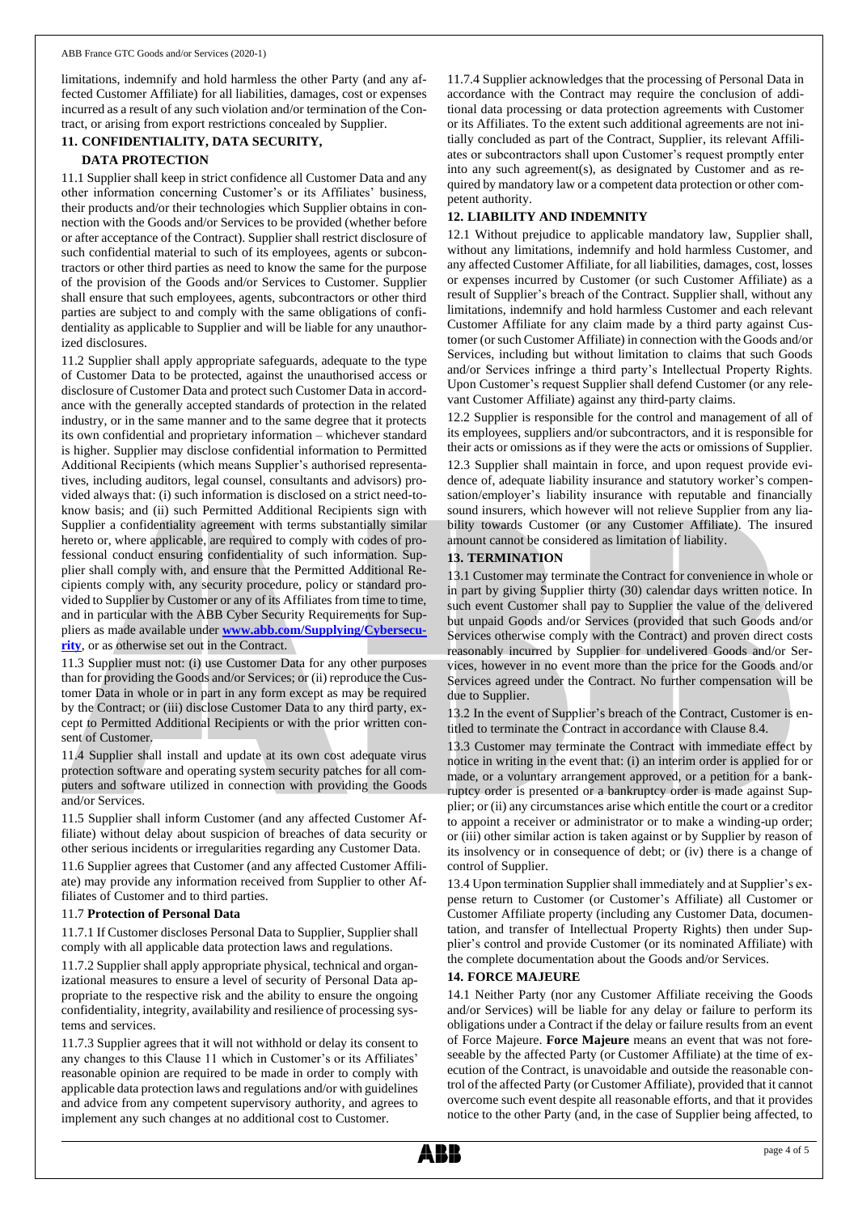limitations, indemnify and hold harmless the other Party (and any affected Customer Affiliate) for all liabilities, damages, cost or expenses incurred as a result of any such violation and/or termination of the Contract, or arising from export restrictions concealed by Supplier.

## 11. CONFIDENTIALITY, DATA SECURITY, DATA PROTECTION

11.1 Supplier shall keep in strict confidence all Customer Data and any other information concerning Customer's or its Affiliates' business, their products and/or their technologies which Supplier obtains in connection with the Goods and/or Services to be provided (whether before or after acceptance of the Contract). Supplier shall restrict disclosure of such confidential material to such of its employees, agents or subcontractors or other third parties as need to know the same for the purpose of the provision of the Goods and/or Services to Customer. Supplier shall ensure that such employees, agents, subcontractors or other third parties are subject to and comply with the same obligations of confidentiality as applicable to Supplier and will be liable for any unauthorized disclosures.

11.2 Supplier shall apply appropriate safeguards, adequate to the type of Customer Data to be protected, against the unauthorised access or disclosure of Customer Data and protect such Customer Data in accordance with the generally accepted standards of protection in the related industry, or in the same manner and to the same degree that it protects its own confidential and proprietary information – whichever standard is higher. Supplier may disclose confidential information to Permitted Additional Recipients (which means Supplier's authorised representatives, including auditors, legal counsel, consultants and advisors) provided always that: (i) such information is disclosed on a strict need-to-know basis; and (ii) such Permitted Additional Recipients sign with Supplier a confidentiality agreement with terms substantially similar hereto or, where applicable, are required to comply with codes of professional conduct ensuring confidentiality of such information. Supplier shall comply with, and ensure that the Permitted Additional Recipients comply with, any security procedure, policy or standard provided to Supplier by Customer or any of its Affiliates from time to time, and in particular with the ABB Cyber Security Requirements for Suppliers as made available under **www.abb.com/Supplying/Cybersecurity**, or as otherwise set out in the Contract.

11.3 Supplier must not: (i) use Customer Data for any other purposes than for providing the Goods and/or Services; or (ii) reproduce the Customer Data in whole or in part in any form except as may be required by the Contract; or (iii) disclose Customer Data to any third party, except to Permitted Additional Recipients or with the prior written consent of Customer.

11.4 Supplier shall install and update at its own cost adequate virus protection software and operating system security patches for all computers and software utilized in connection with providing the Goods and/or Services.

11.5 Supplier shall inform Customer (and any affected Customer Affiliate) without delay about suspicion of breaches of data security or other serious incidents or irregularities regarding any Customer Data.

11.6 Supplier agrees that Customer (and any affected Customer Affiliate) may provide any information received from Supplier to other Affiliates of Customer and to third parties.

11.7 **Protection of Personal Data**

11.7.1 If Customer discloses Personal Data to Supplier, Supplier shall comply with all applicable data protection laws and regulations.

11.7.2 Supplier shall apply appropriate physical, technical and organizational measures to ensure a level of security of Personal Data appropriate to the respective risk and the ability to ensure the ongoing confidentiality, integrity, availability and resilience of processing systems and services.

11.7.3 Supplier agrees that it will not withhold or delay its consent to any changes to this Clause 11 which in Customer's or its Affiliates' reasonable opinion are required to be made in order to comply with applicable data protection laws and regulations and/or with guidelines and advice from any competent supervisory authority, and agrees to implement any such changes at no additional cost to Customer.

11.7.4 Supplier acknowledges that the processing of Personal Data in accordance with the Contract may require the conclusion of additional data processing or data protection agreements with Customer or its Affiliates. To the extent such additional agreements are not initially concluded as part of the Contract, Supplier, its relevant Affiliates or subcontractors shall upon Customer's request promptly enter into any such agreement(s), as designated by Customer and as required by mandatory law or a competent data protection or other competent authority.

## 12. LIABILITY AND INDEMNITY

12.1 Without prejudice to applicable mandatory law, Supplier shall, without any limitations, indemnify and hold harmless Customer, and any affected Customer Affiliate, for all liabilities, damages, cost, losses or expenses incurred by Customer (or such Customer Affiliate) as a result of Supplier's breach of the Contract. Supplier shall, without any limitations, indemnify and hold harmless Customer and each relevant Customer Affiliate for any claim made by a third party against Customer (or such Customer Affiliate) in connection with the Goods and/or Services, including but without limitation to claims that such Goods and/or Services infringe a third party's Intellectual Property Rights. Upon Customer's request Supplier shall defend Customer (or any relevant Customer Affiliate) against any third-party claims.

12.2 Supplier is responsible for the control and management of all of its employees, suppliers and/or subcontractors, and it is responsible for their acts or omissions as if they were the acts or omissions of Supplier.

12.3 Supplier shall maintain in force, and upon request provide evidence of, adequate liability insurance and statutory worker's compensation/employer's liability insurance with reputable and financially sound insurers, which however will not relieve Supplier from any liability towards Customer (or any Customer Affiliate). The insured amount cannot be considered as limitation of liability.

## 13. TERMINATION

13.1 Customer may terminate the Contract for convenience in whole or in part by giving Supplier thirty (30) calendar days written notice. In such event Customer shall pay to Supplier the value of the delivered but unpaid Goods and/or Services (provided that such Goods and/or Services otherwise comply with the Contract) and proven direct costs reasonably incurred by Supplier for undelivered Goods and/or Services, however in no event more than the price for the Goods and/or Services agreed under the Contract. No further compensation will be due to Supplier.

13.2 In the event of Supplier's breach of the Contract, Customer is entitled to terminate the Contract in accordance with Clause 8.4.

13.3 Customer may terminate the Contract with immediate effect by notice in writing in the event that: (i) an interim order is applied for or made, or a voluntary arrangement approved, or a petition for a bankruptcy order is presented or a bankruptcy order is made against Supplier; or (ii) any circumstances arise which entitle the court or a creditor to appoint a receiver or administrator or to make a winding-up order; or (iii) other similar action is taken against or by Supplier by reason of its insolvency or in consequence of debt; or (iv) there is a change of control of Supplier.

13.4 Upon termination Supplier shall immediately and at Supplier's expense return to Customer (or Customer's Affiliate) all Customer or Customer Affiliate property (including any Customer Data, documentation, and transfer of Intellectual Property Rights) then under Supplier's control and provide Customer (or its nominated Affiliate) with the complete documentation about the Goods and/or Services.

## 14. FORCE MAJEURE

14.1 Neither Party (nor any Customer Affiliate receiving the Goods and/or Services) will be liable for any delay or failure to perform its obligations under a Contract if the delay or failure results from an event of Force Majeure. **Force Majeure** means an event that was not foreseeable by the affected Party (or Customer Affiliate) at the time of execution of the Contract, is unavoidable and outside the reasonable control of the affected Party (or Customer Affiliate), provided that it cannot overcome such event despite all reasonable efforts, and that it provides notice to the other Party (and, in the case of Supplier being affected, to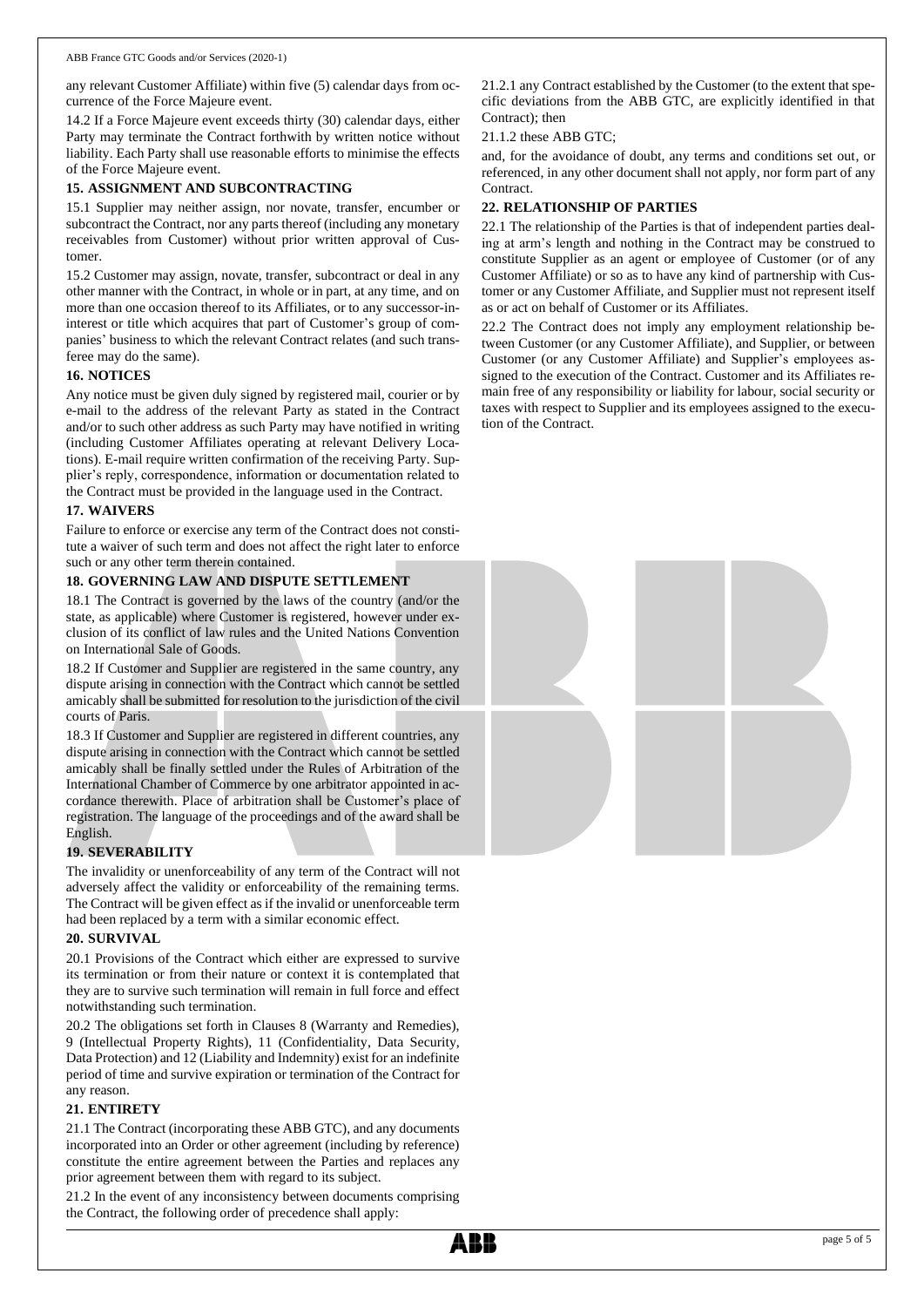any relevant Customer Affiliate) within five (5) calendar days from occurrence of the Force Majeure event.

14.2 If a Force Majeure event exceeds thirty (30) calendar days, either Party may terminate the Contract forthwith by written notice without liability. Each Party shall use reasonable efforts to minimise the effects of the Force Majeure event.

## 15. ASSIGNMENT AND SUBCONTRACTING

15.1 Supplier may neither assign, nor novate, transfer, encumber or subcontract the Contract, nor any parts thereof (including any monetary receivables from Customer) without prior written approval of Customer.

15.2 Customer may assign, novate, transfer, subcontract or deal in any other manner with the Contract, in whole or in part, at any time, and on more than one occasion thereof to its Affiliates, or to any successor-in-interest or title which acquires that part of Customer's group of companies' business to which the relevant Contract relates (and such transferee may do the same).

## 16. NOTICES

Any notice must be given duly signed by registered mail, courier or by e-mail to the address of the relevant Party as stated in the Contract and/or to such other address as such Party may have notified in writing (including Customer Affiliates operating at relevant Delivery Locations). E-mail require written confirmation of the receiving Party. Supplier's reply, correspondence, information or documentation related to the Contract must be provided in the language used in the Contract.

## 17. WAIVERS

Failure to enforce or exercise any term of the Contract does not constitute a waiver of such term and does not affect the right later to enforce such or any other term therein contained.

## 18. GOVERNING LAW AND DISPUTE SETTLEMENT

18.1 The Contract is governed by the laws of the country (and/or the state, as applicable) where Customer is registered, however under exclusion of its conflict of law rules and the United Nations Convention on International Sale of Goods.

18.2 If Customer and Supplier are registered in the same country, any dispute arising in connection with the Contract which cannot be settled amicably shall be submitted for resolution to the jurisdiction of the civil courts of Paris.

18.3 If Customer and Supplier are registered in different countries, any dispute arising in connection with the Contract which cannot be settled amicably shall be finally settled under the Rules of Arbitration of the International Chamber of Commerce by one arbitrator appointed in accordance therewith. Place of arbitration shall be Customer's place of registration. The language of the proceedings and of the award shall be English.

## 19. SEVERABILITY

The invalidity or unenforceability of any term of the Contract will not adversely affect the validity or enforceability of the remaining terms. The Contract will be given effect as if the invalid or unenforceable term had been replaced by a term with a similar economic effect.

## 20. SURVIVAL

20.1 Provisions of the Contract which either are expressed to survive its termination or from their nature or context it is contemplated that they are to survive such termination will remain in full force and effect notwithstanding such termination.

20.2 The obligations set forth in Clauses 8 (Warranty and Remedies), 9 (Intellectual Property Rights), 11 (Confidentiality, Data Security, Data Protection) and 12 (Liability and Indemnity) exist for an indefinite period of time and survive expiration or termination of the Contract for any reason.

## 21. ENTIRETY

21.1 The Contract (incorporating these ABB GTC), and any documents incorporated into an Order or other agreement (including by reference) constitute the entire agreement between the Parties and replaces any prior agreement between them with regard to its subject.

21.2 In the event of any inconsistency between documents comprising the Contract, the following order of precedence shall apply:

21.2.1 any Contract established by the Customer (to the extent that specific deviations from the ABB GTC, are explicitly identified in that Contract); then

21.1.2 these ABB GTC;

and, for the avoidance of doubt, any terms and conditions set out, or referenced, in any other document shall not apply, nor form part of any Contract.

## 22. RELATIONSHIP OF PARTIES

22.1 The relationship of the Parties is that of independent parties dealing at arm's length and nothing in the Contract may be construed to constitute Supplier as an agent or employee of Customer (or of any Customer Affiliate) or so as to have any kind of partnership with Customer or any Customer Affiliate, and Supplier must not represent itself as or act on behalf of Customer or its Affiliates.

22.2 The Contract does not imply any employment relationship between Customer (or any Customer Affiliate), and Supplier, or between Customer (or any Customer Affiliate) and Supplier's employees assigned to the execution of the Contract. Customer and its Affiliates remain free of any responsibility or liability for labour, social security or taxes with respect to Supplier and its employees assigned to the execution of the Contract.